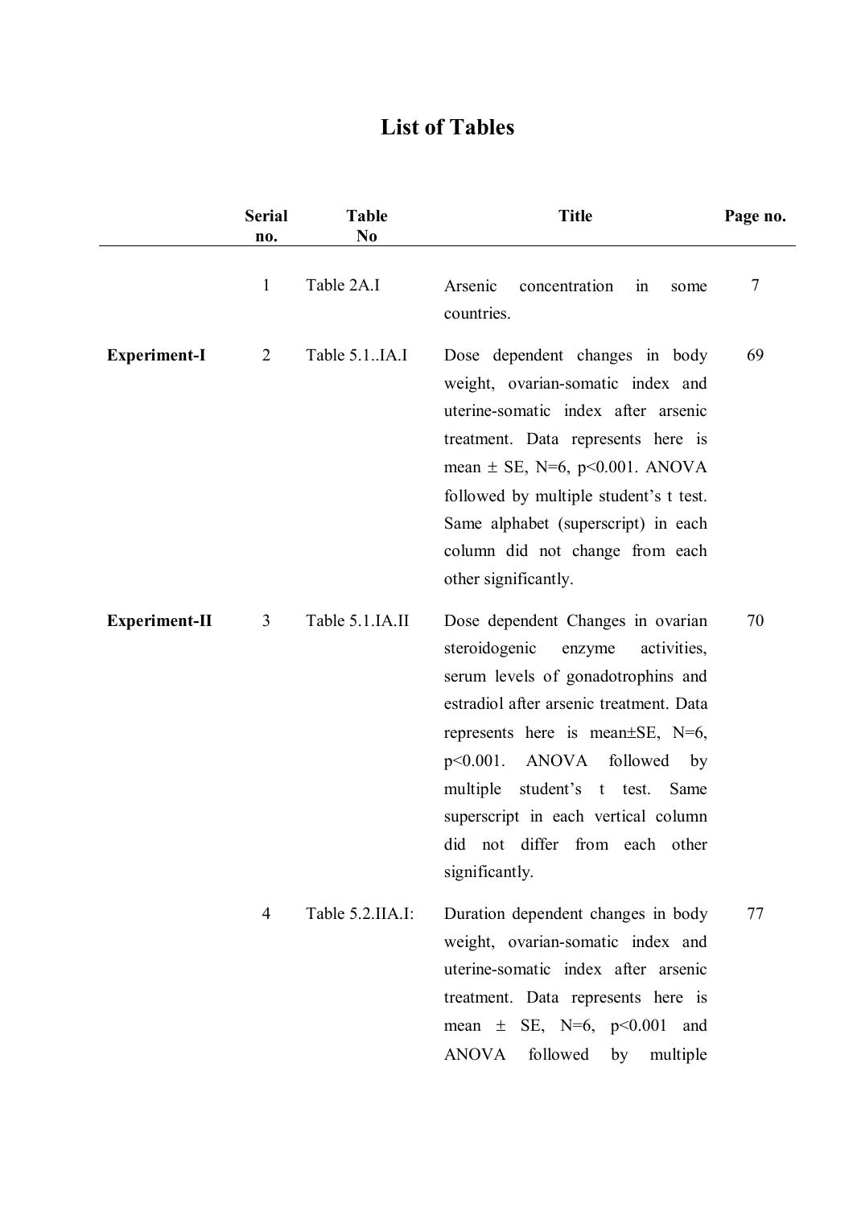# List of Tables

| | Serial no. | Table No | Title | Page no. |
|---|---|---|---|---|
| | 1 | Table 2A.I | Arsenic concentration in some countries. | 7 |
| **Experiment-I** | 2 | Table 5.1..IA.I | Dose dependent changes in body weight, ovarian-somatic index and uterine-somatic index after arsenic treatment. Data represents here is mean ± SE, N=6, p<0.001. ANOVA followed by multiple student's t test. Same alphabet (superscript) in each column did not change from each other significantly. | 69 |
| **Experiment-II** | 3 | Table 5.1.IA.II | Dose dependent Changes in ovarian steroidogenic enzyme activities, serum levels of gonadotrophins and estradiol after arsenic treatment. Data represents here is mean±SE, N=6, p<0.001. ANOVA followed by multiple student's t test. Same superscript in each vertical column did not differ from each other significantly. | 70 |
| | 4 | Table 5.2.IIA.I: | Duration dependent changes in body weight, ovarian-somatic index and uterine-somatic index after arsenic treatment. Data represents here is mean ± SE, N=6, p<0.001 and ANOVA followed by multiple | 77 |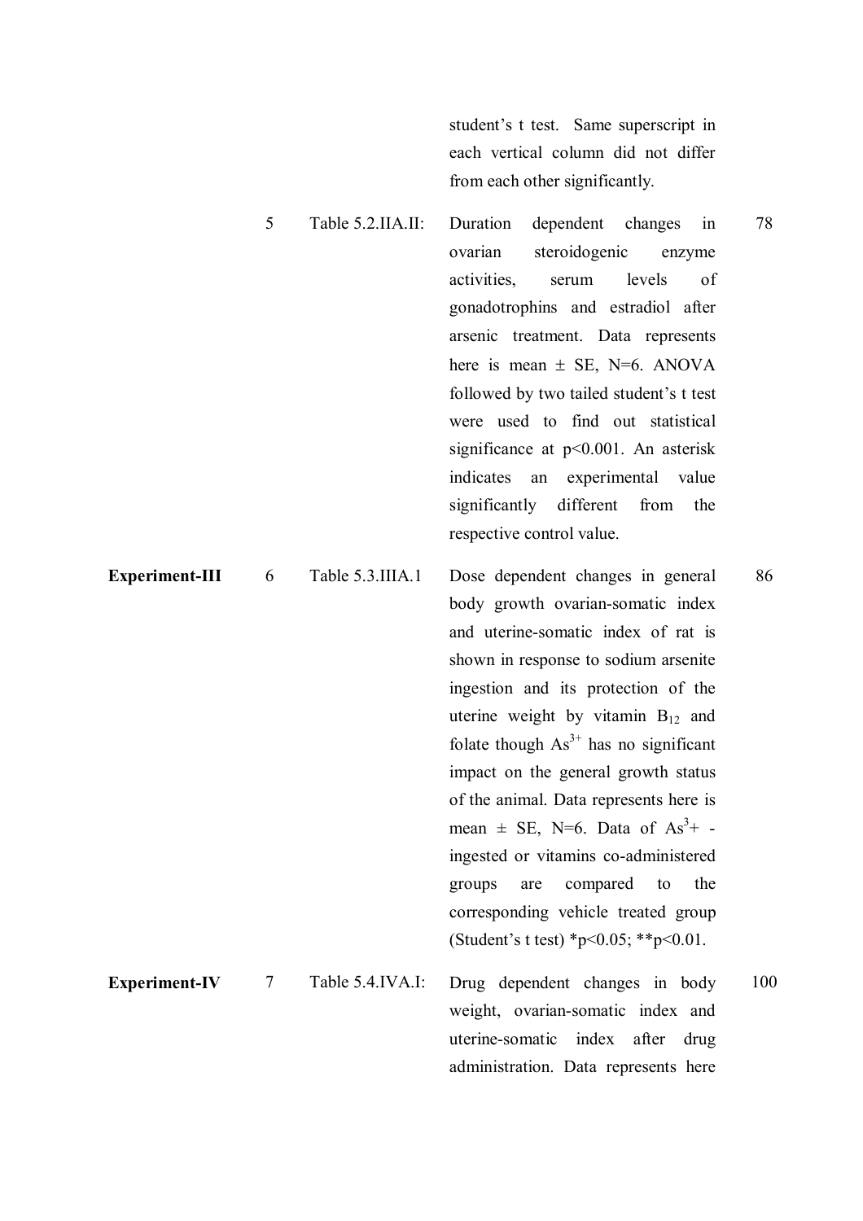|  |  |  | student's t test. Same superscript in each vertical column did not differ from each other significantly. |  |
|---|---|---|---|---|
|  | 5 | Table 5.2.IIA.II: | Duration dependent changes in ovarian steroidogenic enzyme activities, serum levels of gonadotrophins and estradiol after arsenic treatment. Data represents here is mean ± SE, N=6. ANOVA followed by two tailed student's t test were used to find out statistical significance at $p<0.001$. An asterisk indicates an experimental value significantly different from the respective control value. | 78 |
| **Experiment-III** | 6 | Table 5.3.IIIA.1 | Dose dependent changes in general body growth ovarian-somatic index and uterine-somatic index of rat is shown in response to sodium arsenite ingestion and its protection of the uterine weight by vitamin $B_{12}$ and folate though $As^{3+}$ has no significant impact on the general growth status of the animal. Data represents here is mean ± SE, N=6. Data of $As^{3}+$ -ingested or vitamins co-administered groups are compared to the corresponding vehicle treated group (Student's t test) *$p<0.05$; **$p<0.01$. | 86 |
| **Experiment-IV** | 7 | Table 5.4.IVA.I: | Drug dependent changes in body weight, ovarian-somatic index and uterine-somatic index after drug administration. Data represents here | 100 |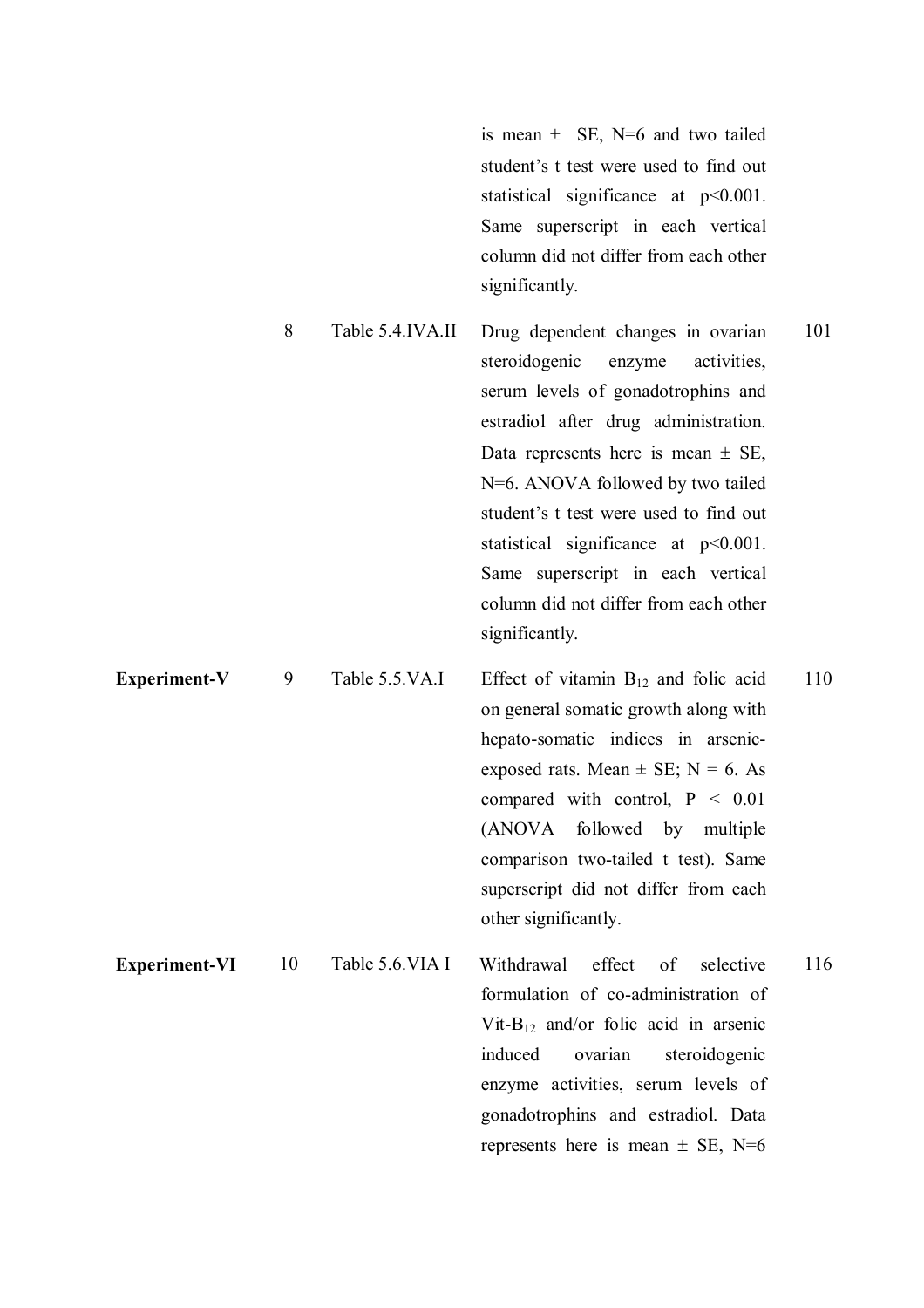| | | | | |
|---|---|---|---|---|
| | | | is mean ± SE, N=6 and two tailed student's t test were used to find out statistical significance at p<0.001. Same superscript in each vertical column did not differ from each other significantly. | |
| | 8 | Table 5.4.IVA.II | Drug dependent changes in ovarian steroidogenic enzyme activities, serum levels of gonadotrophins and estradiol after drug administration. Data represents here is mean ± SE, N=6. ANOVA followed by two tailed student's t test were used to find out statistical significance at p<0.001. Same superscript in each vertical column did not differ from each other significantly. | 101 |
| **Experiment-V** | 9 | Table 5.5.VA.I | Effect of vitamin $B_{12}$ and folic acid on general somatic growth along with hepato-somatic indices in arsenic-exposed rats. Mean ± SE; N = 6. As compared with control, P < 0.01 (ANOVA followed by multiple comparison two-tailed t test). Same superscript did not differ from each other significantly. | 110 |
| **Experiment-VI** | 10 | Table 5.6.VIA I | Withdrawal effect of selective formulation of co-administration of Vit-$B_{12}$ and/or folic acid in arsenic induced ovarian steroidogenic enzyme activities, serum levels of gonadotrophins and estradiol. Data represents here is mean ± SE, N=6 | 116 |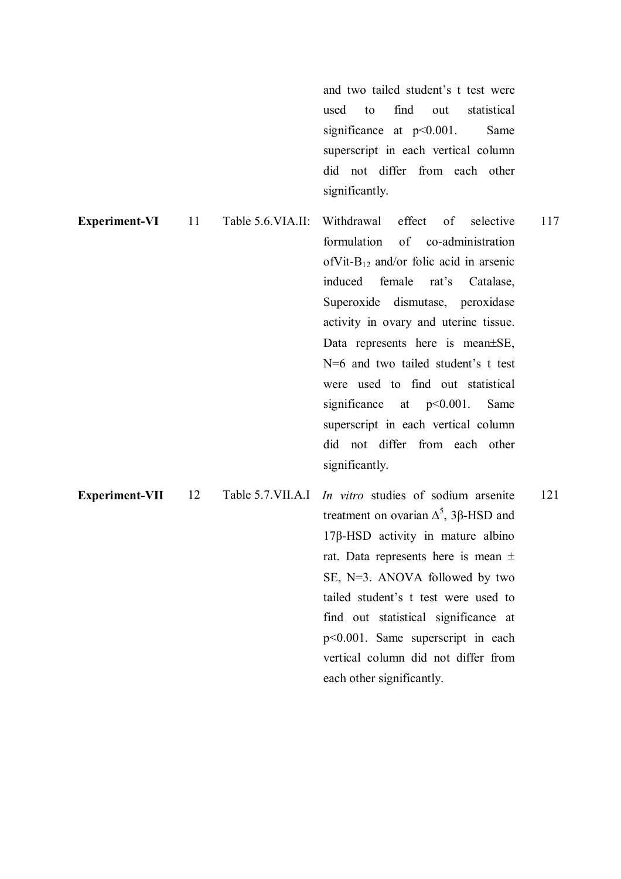| | | | | |
|---|---|---|---|---|
| | | | and two tailed student's t test were used to find out statistical significance at $p<0.001$. Same superscript in each vertical column did not differ from each other significantly. | |
| **Experiment-VI** | 11 | Table 5.6.VIA.II: | Withdrawal effect of selective formulation of co-administration ofVit-$B_{12}$ and/or folic acid in arsenic induced female rat's Catalase, Superoxide dismutase, peroxidase activity in ovary and uterine tissue. Data represents here is mean±SE, N=6 and two tailed student's t test were used to find out statistical significance at $p<0.001$. Same superscript in each vertical column did not differ from each other significantly. | 117 |
| **Experiment-VII** | 12 | Table 5.7.VII.A.I | *In vitro* studies of sodium arsenite treatment on ovarian $\Delta^5$, 3β-HSD and 17β-HSD activity in mature albino rat. Data represents here is mean ± SE, N=3. ANOVA followed by two tailed student's t test were used to find out statistical significance at $p<0.001$. Same superscript in each vertical column did not differ from each other significantly. | 121 |